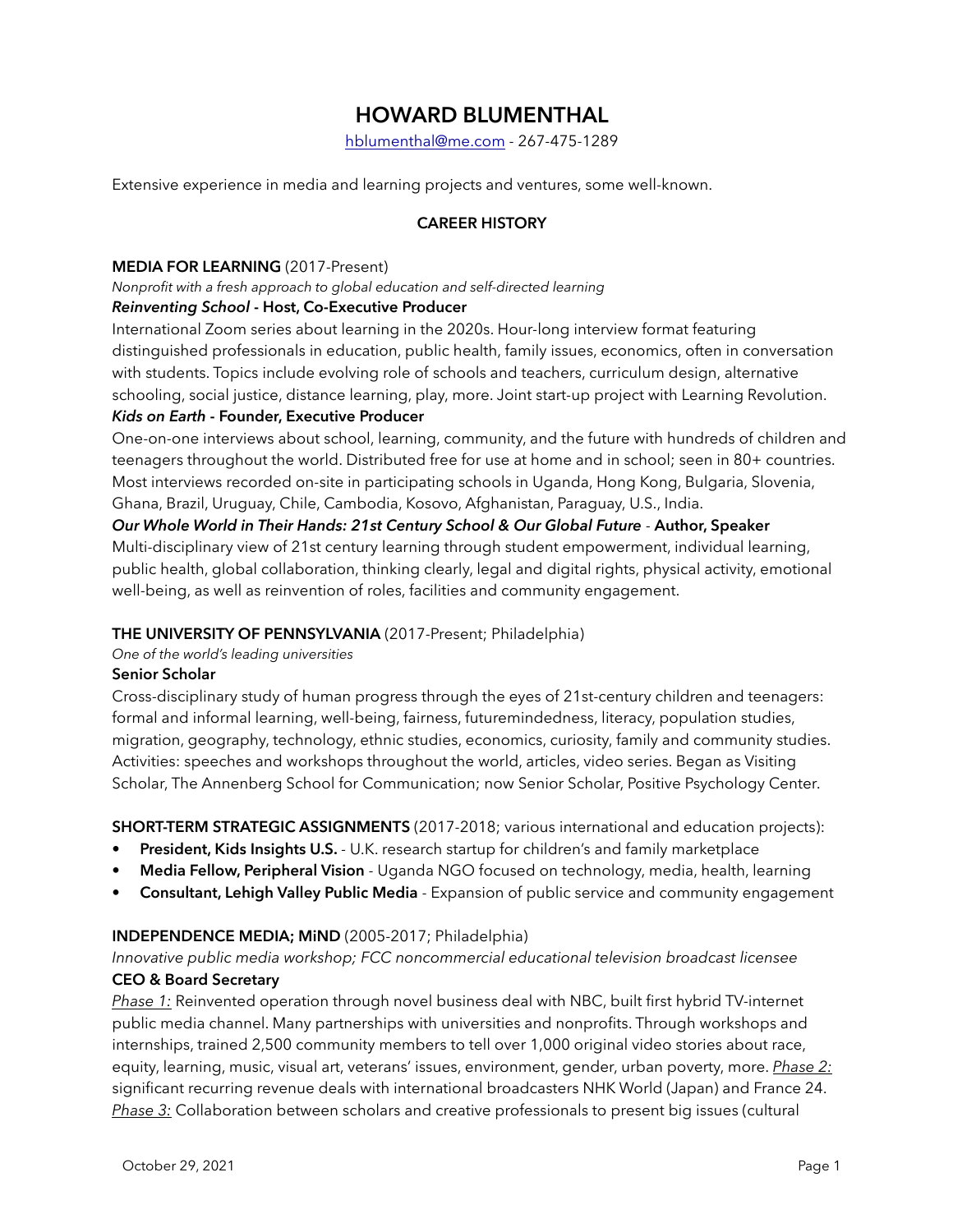# HOWARD BLUMENTHAL

hblumenthal@me.com - 267-475-1289

Extensive experience in media and learning projects and ventures, some well-known.

## CAREER HISTORY

**MEDIA FOR LEARNING** (2017-Present)

*Nonprofit with a fresh approach to global education and self-directed learning*

***Reinventing School*** **- Host, Co-Executive Producer**

International Zoom series about learning in the 2020s. Hour-long interview format featuring distinguished professionals in education, public health, family issues, economics, often in conversation with students. Topics include evolving role of schools and teachers, curriculum design, alternative schooling, social justice, distance learning, play, more. Joint start-up project with Learning Revolution.

***Kids on Earth*** **- Founder, Executive Producer**

One-on-one interviews about school, learning, community, and the future with hundreds of children and teenagers throughout the world. Distributed free for use at home and in school; seen in 80+ countries. Most interviews recorded on-site in participating schools in Uganda, Hong Kong, Bulgaria, Slovenia, Ghana, Brazil, Uruguay, Chile, Cambodia, Kosovo, Afghanistan, Paraguay, U.S., India.

***Our Whole World in Their Hands: 21st Century School & Our Global Future*** - **Author, Speaker**

Multi-disciplinary view of 21st century learning through student empowerment, individual learning, public health, global collaboration, thinking clearly, legal and digital rights, physical activity, emotional well-being, as well as reinvention of roles, facilities and community engagement.

**THE UNIVERSITY OF PENNSYLVANIA** (2017-Present; Philadelphia)

*One of the world's leading universities*

**Senior Scholar**

Cross-disciplinary study of human progress through the eyes of 21st-century children and teenagers: formal and informal learning, well-being, fairness, futuremindedness, literacy, population studies, migration, geography, technology, ethnic studies, economics, curiosity, family and community studies. Activities: speeches and workshops throughout the world, articles, video series. Began as Visiting Scholar, The Annenberg School for Communication; now Senior Scholar, Positive Psychology Center.

**SHORT-TERM STRATEGIC ASSIGNMENTS** (2017-2018; various international and education projects):

- **President, Kids Insights U.S.** - U.K. research startup for children's and family marketplace
- **Media Fellow, Peripheral Vision** - Uganda NGO focused on technology, media, health, learning
- **Consultant, Lehigh Valley Public Media** - Expansion of public service and community engagement

**INDEPENDENCE MEDIA; MiND** (2005-2017; Philadelphia)

*Innovative public media workshop; FCC noncommercial educational television broadcast licensee*

**CEO & Board Secretary**

*Phase 1:* Reinvented operation through novel business deal with NBC, built first hybrid TV-internet public media channel. Many partnerships with universities and nonprofits. Through workshops and internships, trained 2,500 community members to tell over 1,000 original video stories about race, equity, learning, music, visual art, veterans' issues, environment, gender, urban poverty, more. *Phase 2:* significant recurring revenue deals with international broadcasters NHK World (Japan) and France 24. *Phase 3:* Collaboration between scholars and creative professionals to present big issues (cultural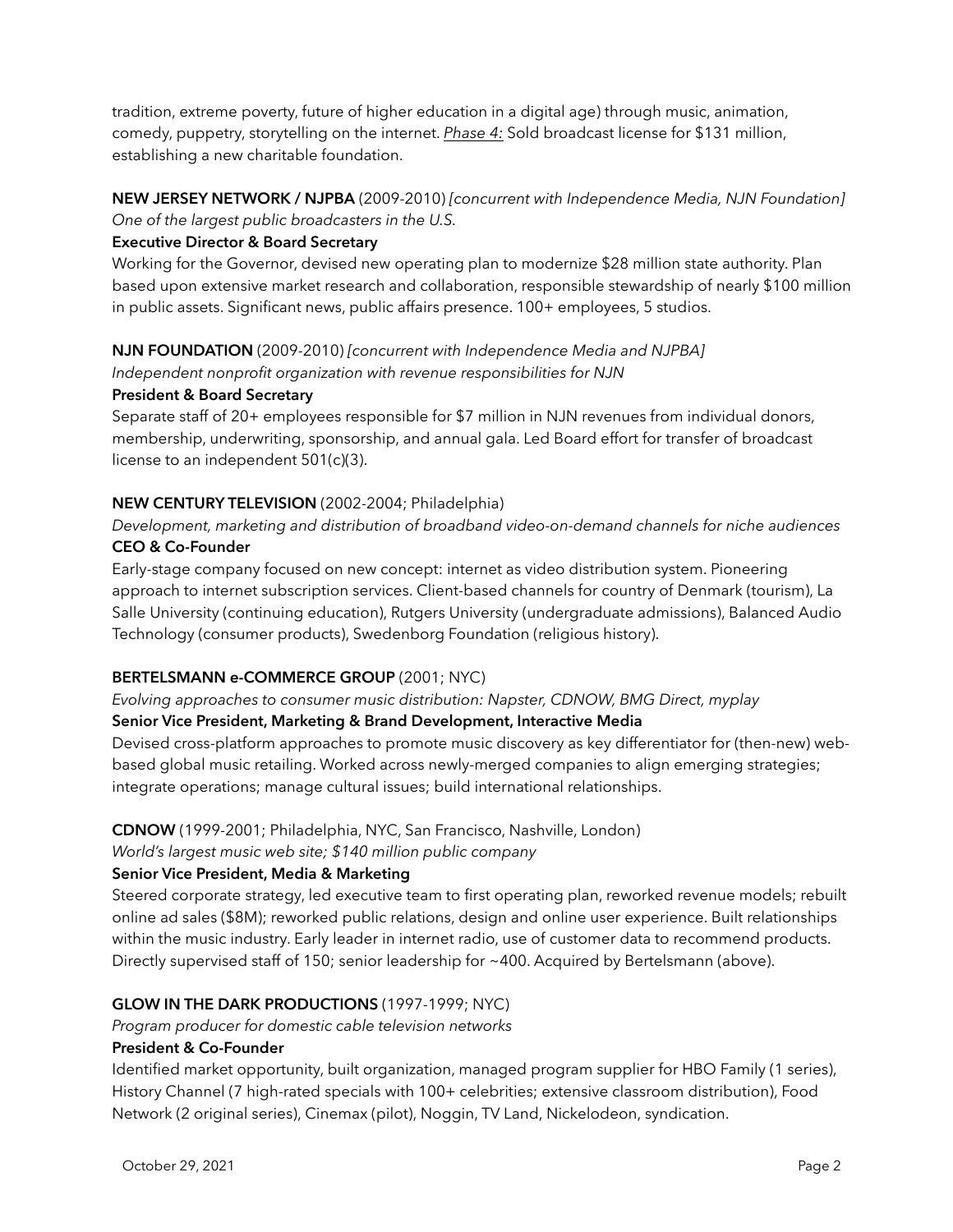tradition, extreme poverty, future of higher education in a digital age) through music, animation, comedy, puppetry, storytelling on the internet. *Phase 4:* Sold broadcast license for $131 million, establishing a new charitable foundation.

**NEW JERSEY NETWORK / NJPBA** (2009-2010) *[concurrent with Independence Media, NJN Foundation]*
*One of the largest public broadcasters in the U.S.*
**Executive Director & Board Secretary**
Working for the Governor, devised new operating plan to modernize $28 million state authority. Plan based upon extensive market research and collaboration, responsible stewardship of nearly $100 million in public assets. Significant news, public affairs presence. 100+ employees, 5 studios.

**NJN FOUNDATION** (2009-2010) *[concurrent with Independence Media and NJPBA]*
*Independent nonprofit organization with revenue responsibilities for NJN*
**President & Board Secretary**
Separate staff of 20+ employees responsible for $7 million in NJN revenues from individual donors, membership, underwriting, sponsorship, and annual gala. Led Board effort for transfer of broadcast license to an independent 501(c)(3).

**NEW CENTURY TELEVISION** (2002-2004; Philadelphia)
*Development, marketing and distribution of broadband video-on-demand channels for niche audiences*
**CEO & Co-Founder**
Early-stage company focused on new concept: internet as video distribution system. Pioneering approach to internet subscription services. Client-based channels for country of Denmark (tourism), La Salle University (continuing education), Rutgers University (undergraduate admissions), Balanced Audio Technology (consumer products), Swedenborg Foundation (religious history).

**BERTELSMANN e-COMMERCE GROUP** (2001; NYC)
*Evolving approaches to consumer music distribution: Napster, CDNOW, BMG Direct, myplay*
**Senior Vice President, Marketing & Brand Development, Interactive Media**
Devised cross-platform approaches to promote music discovery as key differentiator for (then-new) web-based global music retailing. Worked across newly-merged companies to align emerging strategies; integrate operations; manage cultural issues; build international relationships.

**CDNOW** (1999-2001; Philadelphia, NYC, San Francisco, Nashville, London)
*World's largest music web site; $140 million public company*
**Senior Vice President, Media & Marketing**
Steered corporate strategy, led executive team to first operating plan, reworked revenue models; rebuilt online ad sales ($8M); reworked public relations, design and online user experience. Built relationships within the music industry. Early leader in internet radio, use of customer data to recommend products. Directly supervised staff of 150; senior leadership for ~400. Acquired by Bertelsmann (above).

**GLOW IN THE DARK PRODUCTIONS** (1997-1999; NYC)
*Program producer for domestic cable television networks*
**President & Co-Founder**
Identified market opportunity, built organization, managed program supplier for HBO Family (1 series), History Channel (7 high-rated specials with 100+ celebrities; extensive classroom distribution), Food Network (2 original series), Cinemax (pilot), Noggin, TV Land, Nickelodeon, syndication.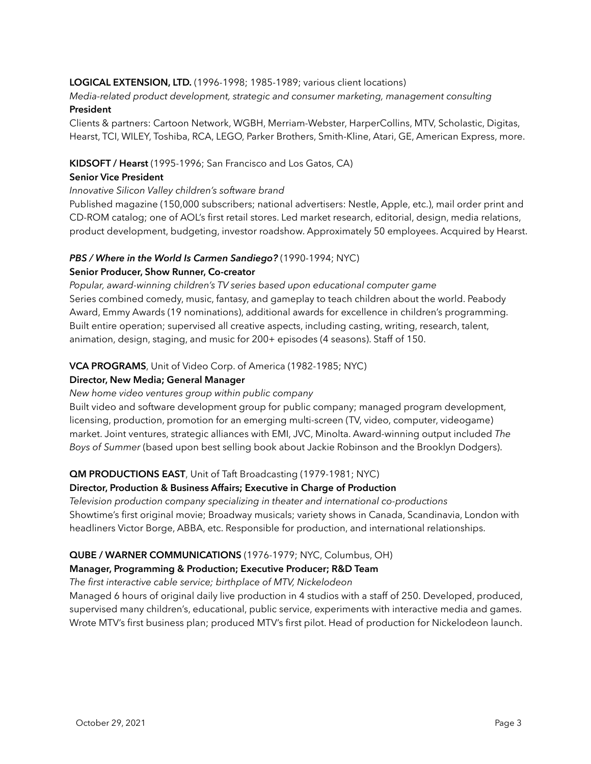**LOGICAL EXTENSION, LTD.** (1996-1998; 1985-1989; various client locations)
*Media-related product development, strategic and consumer marketing, management consulting*
**President**
Clients & partners: Cartoon Network, WGBH, Merriam-Webster, HarperCollins, MTV, Scholastic, Digitas, Hearst, TCI, WILEY, Toshiba, RCA, LEGO, Parker Brothers, Smith-Kline, Atari, GE, American Express, more.

**KIDSOFT / Hearst** (1995-1996; San Francisco and Los Gatos, CA)
**Senior Vice President**
*Innovative Silicon Valley children's software brand*
Published magazine (150,000 subscribers; national advertisers: Nestle, Apple, etc.), mail order print and CD-ROM catalog; one of AOL's first retail stores. Led market research, editorial, design, media relations, product development, budgeting, investor roadshow. Approximately 50 employees. Acquired by Hearst.

***PBS / Where in the World Is Carmen Sandiego?*** (1990-1994; NYC)
**Senior Producer, Show Runner, Co-creator**
*Popular, award-winning children's TV series based upon educational computer game*
Series combined comedy, music, fantasy, and gameplay to teach children about the world. Peabody Award, Emmy Awards (19 nominations), additional awards for excellence in children's programming. Built entire operation; supervised all creative aspects, including casting, writing, research, talent, animation, design, staging, and music for 200+ episodes (4 seasons). Staff of 150.

**VCA PROGRAMS**, Unit of Video Corp. of America (1982-1985; NYC)
**Director, New Media; General Manager**
*New home video ventures group within public company*
Built video and software development group for public company; managed program development, licensing, production, promotion for an emerging multi-screen (TV, video, computer, videogame) market. Joint ventures, strategic alliances with EMI, JVC, Minolta. Award-winning output included *The Boys of Summer* (based upon best selling book about Jackie Robinson and the Brooklyn Dodgers).

**QM PRODUCTIONS EAST**, Unit of Taft Broadcasting (1979-1981; NYC)
**Director, Production & Business Affairs; Executive in Charge of Production**
*Television production company specializing in theater and international co-productions*
Showtime's first original movie; Broadway musicals; variety shows in Canada, Scandinavia, London with headliners Victor Borge, ABBA, etc. Responsible for production, and international relationships.

**QUBE / WARNER COMMUNICATIONS** (1976-1979; NYC, Columbus, OH)
**Manager, Programming & Production; Executive Producer; R&D Team**
*The first interactive cable service; birthplace of MTV, Nickelodeon*
Managed 6 hours of original daily live production in 4 studios with a staff of 250. Developed, produced, supervised many children's, educational, public service, experiments with interactive media and games. Wrote MTV's first business plan; produced MTV's first pilot. Head of production for Nickelodeon launch.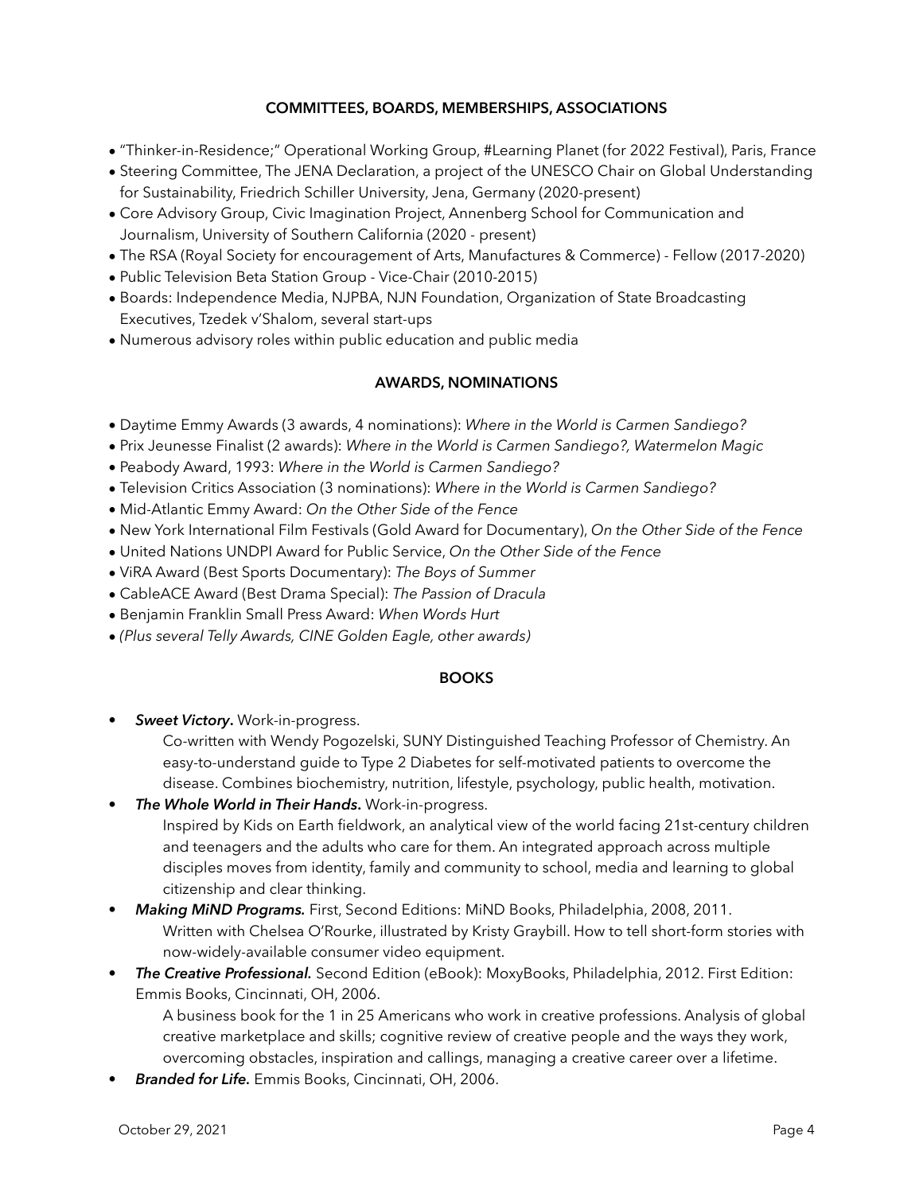## COMMITTEES, BOARDS, MEMBERSHIPS, ASSOCIATIONS

- "Thinker-in-Residence;" Operational Working Group, #Learning Planet (for 2022 Festival), Paris, France
- Steering Committee, The JENA Declaration, a project of the UNESCO Chair on Global Understanding for Sustainability, Friedrich Schiller University, Jena, Germany (2020-present)
- Core Advisory Group, Civic Imagination Project, Annenberg School for Communication and Journalism, University of Southern California (2020 - present)
- The RSA (Royal Society for encouragement of Arts, Manufactures & Commerce) - Fellow (2017-2020)
- Public Television Beta Station Group - Vice-Chair (2010-2015)
- Boards: Independence Media, NJPBA, NJN Foundation, Organization of State Broadcasting Executives, Tzedek v'Shalom, several start-ups
- Numerous advisory roles within public education and public media

## AWARDS, NOMINATIONS

- Daytime Emmy Awards (3 awards, 4 nominations): *Where in the World is Carmen Sandiego?*
- Prix Jeunesse Finalist (2 awards): *Where in the World is Carmen Sandiego?, Watermelon Magic*
- Peabody Award, 1993: *Where in the World is Carmen Sandiego?*
- Television Critics Association (3 nominations): *Where in the World is Carmen Sandiego?*
- Mid-Atlantic Emmy Award: *On the Other Side of the Fence*
- New York International Film Festivals (Gold Award for Documentary), *On the Other Side of the Fence*
- United Nations UNDPI Award for Public Service, *On the Other Side of the Fence*
- ViRA Award (Best Sports Documentary): *The Boys of Summer*
- CableACE Award (Best Drama Special): *The Passion of Dracula*
- Benjamin Franklin Small Press Award: *When Words Hurt*
- *(Plus several Telly Awards, CINE Golden Eagle, other awards)*

## BOOKS

- ***Sweet Victory*.** Work-in-progress.

  Co-written with Wendy Pogozelski, SUNY Distinguished Teaching Professor of Chemistry. An easy-to-understand guide to Type 2 Diabetes for self-motivated patients to overcome the disease. Combines biochemistry, nutrition, lifestyle, psychology, public health, motivation.

- ***The Whole World in Their Hands*.** Work-in-progress.

  Inspired by Kids on Earth fieldwork, an analytical view of the world facing 21st-century children and teenagers and the adults who care for them. An integrated approach across multiple disciples moves from identity, family and community to school, media and learning to global citizenship and clear thinking.

- ***Making MiND Programs.*** First, Second Editions: MiND Books, Philadelphia, 2008, 2011.

  Written with Chelsea O'Rourke, illustrated by Kristy Graybill. How to tell short-form stories with now-widely-available consumer video equipment.

- ***The Creative Professional.*** Second Edition (eBook): MoxyBooks, Philadelphia, 2012. First Edition: Emmis Books, Cincinnati, OH, 2006.

  A business book for the 1 in 25 Americans who work in creative professions. Analysis of global creative marketplace and skills; cognitive review of creative people and the ways they work, overcoming obstacles, inspiration and callings, managing a creative career over a lifetime.

- ***Branded for Life.*** Emmis Books, Cincinnati, OH, 2006.

October 29, 2021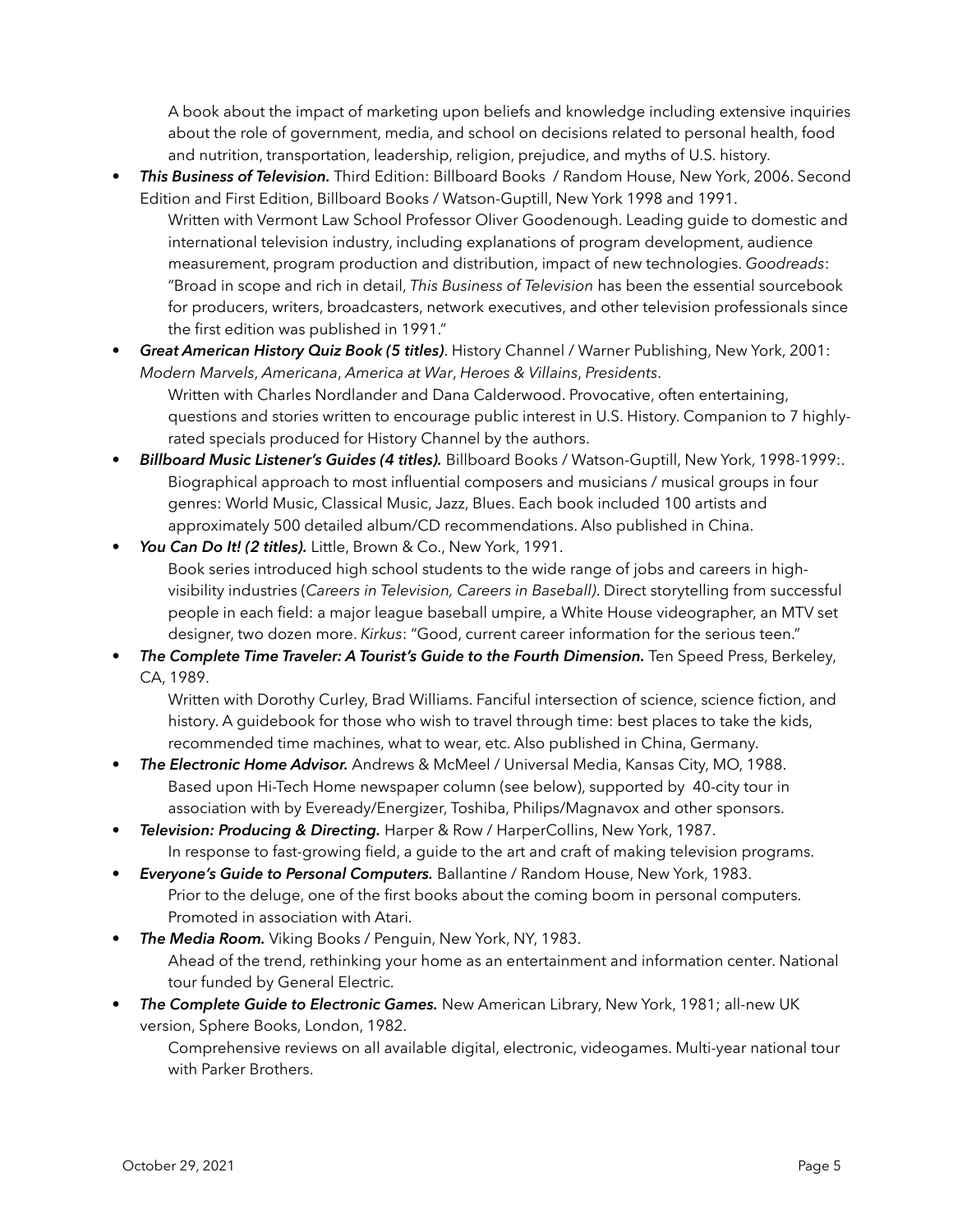A book about the impact of marketing upon beliefs and knowledge including extensive inquiries about the role of government, media, and school on decisions related to personal health, food and nutrition, transportation, leadership, religion, prejudice, and myths of U.S. history.

- ***This Business of Television.*** Third Edition: Billboard Books / Random House, New York, 2006. Second Edition and First Edition, Billboard Books / Watson-Guptill, New York 1998 and 1991.
  Written with Vermont Law School Professor Oliver Goodenough. Leading guide to domestic and international television industry, including explanations of program development, audience measurement, program production and distribution, impact of new technologies. *Goodreads*: "Broad in scope and rich in detail, *This Business of Television* has been the essential sourcebook for producers, writers, broadcasters, network executives, and other television professionals since the first edition was published in 1991."
- ***Great American History Quiz Book (5 titles)***. History Channel / Warner Publishing, New York, 2001: *Modern Marvels*, *Americana*, *America at War*, *Heroes & Villains*, *Presidents*.
  Written with Charles Nordlander and Dana Calderwood. Provocative, often entertaining, questions and stories written to encourage public interest in U.S. History. Companion to 7 highly-rated specials produced for History Channel by the authors.
- ***Billboard Music Listener's Guides (4 titles).*** Billboard Books / Watson-Guptill, New York, 1998-1999:.
  Biographical approach to most influential composers and musicians / musical groups in four genres: World Music, Classical Music, Jazz, Blues. Each book included 100 artists and approximately 500 detailed album/CD recommendations. Also published in China.
- ***You Can Do It! (2 titles).*** Little, Brown & Co., New York, 1991.
  Book series introduced high school students to the wide range of jobs and careers in high-visibility industries (*Careers in Television, Careers in Baseball)*. Direct storytelling from successful people in each field: a major league baseball umpire, a White House videographer, an MTV set designer, two dozen more. *Kirkus*: "Good, current career information for the serious teen."
- ***The Complete Time Traveler: A Tourist's Guide to the Fourth Dimension.*** Ten Speed Press, Berkeley, CA, 1989.
  Written with Dorothy Curley, Brad Williams. Fanciful intersection of science, science fiction, and history. A guidebook for those who wish to travel through time: best places to take the kids, recommended time machines, what to wear, etc. Also published in China, Germany.
- ***The Electronic Home Advisor.*** Andrews & McMeel / Universal Media, Kansas City, MO, 1988.
  Based upon Hi-Tech Home newspaper column (see below), supported by 40-city tour in association with by Eveready/Energizer, Toshiba, Philips/Magnavox and other sponsors.
- ***Television: Producing & Directing.*** Harper & Row / HarperCollins, New York, 1987.
  In response to fast-growing field, a guide to the art and craft of making television programs.
- ***Everyone's Guide to Personal Computers.*** Ballantine / Random House, New York, 1983.
  Prior to the deluge, one of the first books about the coming boom in personal computers. Promoted in association with Atari.
- ***The Media Room.*** Viking Books / Penguin, New York, NY, 1983.
  Ahead of the trend, rethinking your home as an entertainment and information center. National tour funded by General Electric.
- ***The Complete Guide to Electronic Games.*** New American Library, New York, 1981; all-new UK version, Sphere Books, London, 1982.
  Comprehensive reviews on all available digital, electronic, videogames. Multi-year national tour with Parker Brothers.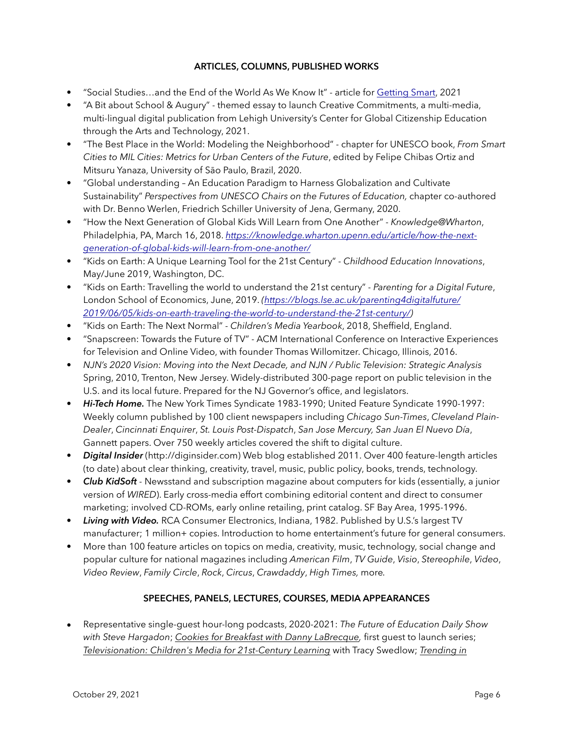## ARTICLES, COLUMNS, PUBLISHED WORKS

- "Social Studies…and the End of the World As We Know It" - article for Getting Smart, 2021
- "A Bit about School & Augury" - themed essay to launch Creative Commitments, a multi-media, multi-lingual digital publication from Lehigh University's Center for Global Citizenship Education through the Arts and Technology, 2021.
- "The Best Place in the World: Modeling the Neighborhood" - chapter for UNESCO book, *From Smart Cities to MIL Cities: Metrics for Urban Centers of the Future*, edited by Felipe Chibas Ortiz and Mitsuru Yanaza, University of São Paulo, Brazil, 2020.
- "Global understanding – An Education Paradigm to Harness Globalization and Cultivate Sustainability" *Perspectives from UNESCO Chairs on the Futures of Education,* chapter co-authored with Dr. Benno Werlen, Friedrich Schiller University of Jena, Germany, 2020.
- "How the Next Generation of Global Kids Will Learn from One Another" - *Knowledge@Wharton*, Philadelphia, PA, March 16, 2018. *https://knowledge.wharton.upenn.edu/article/how-the-next-generation-of-global-kids-will-learn-from-one-another/*
- "Kids on Earth: A Unique Learning Tool for the 21st Century" - *Childhood Education Innovations*, May/June 2019, Washington, DC.
- "Kids on Earth: Travelling the world to understand the 21st century" - *Parenting for a Digital Future*, London School of Economics, June, 2019. *(https://blogs.lse.ac.uk/parenting4digitalfuture/2019/06/05/kids-on-earth-traveling-the-world-to-understand-the-21st-century/)*
- "Kids on Earth: The Next Normal" - *Children's Media Yearbook*, 2018, Sheffield, England.
- "Snapscreen: Towards the Future of TV" - ACM International Conference on Interactive Experiences for Television and Online Video, with founder Thomas Willomitzer. Chicago, Illinois, 2016.
- *NJN's 2020 Vision: Moving into the Next Decade, and NJN / Public Television: Strategic Analysis* Spring, 2010, Trenton, New Jersey. Widely-distributed 300-page report on public television in the U.S. and its local future. Prepared for the NJ Governor's office, and legislators.
- ***Hi-Tech Home.*** The New York Times Syndicate 1983-1990; United Feature Syndicate 1990-1997: Weekly column published by 100 client newspapers including *Chicago Sun-Times*, *Cleveland Plain-Dealer*, *Cincinnati Enquirer*, *St. Louis Post-Dispatch*, *San Jose Mercury, San Juan El Nuevo Día*, Gannett papers. Over 750 weekly articles covered the shift to digital culture.
- ***Digital Insider*** (http://diginsider.com) Web blog established 2011. Over 400 feature-length articles (to date) about clear thinking, creativity, travel, music, public policy, books, trends, technology.
- ***Club KidSoft*** - Newsstand and subscription magazine about computers for kids (essentially, a junior version of *WIRED*). Early cross-media effort combining editorial content and direct to consumer marketing; involved CD-ROMs, early online retailing, print catalog. SF Bay Area, 1995-1996.
- ***Living with Video.*** RCA Consumer Electronics, Indiana, 1982. Published by U.S.'s largest TV manufacturer; 1 million+ copies. Introduction to home entertainment's future for general consumers.
- More than 100 feature articles on topics on media, creativity, music, technology, social change and popular culture for national magazines including *American Film*, *TV Guide*, *Visio*, *Stereophile*, *Video*, *Video Review*, *Family Circle*, *Rock*, *Circus*, *Crawdaddy*, *High Times,* more.

## SPEECHES, PANELS, LECTURES, COURSES, MEDIA APPEARANCES

- Representative single-guest hour-long podcasts, 2020-2021: *The Future of Education Daily Show with Steve Hargadon*; *Cookies for Breakfast with Danny LaBrecque,* first guest to launch series; *Televisionation: Children's Media for 21st-Century Learning* with Tracy Swedlow; *Trending in*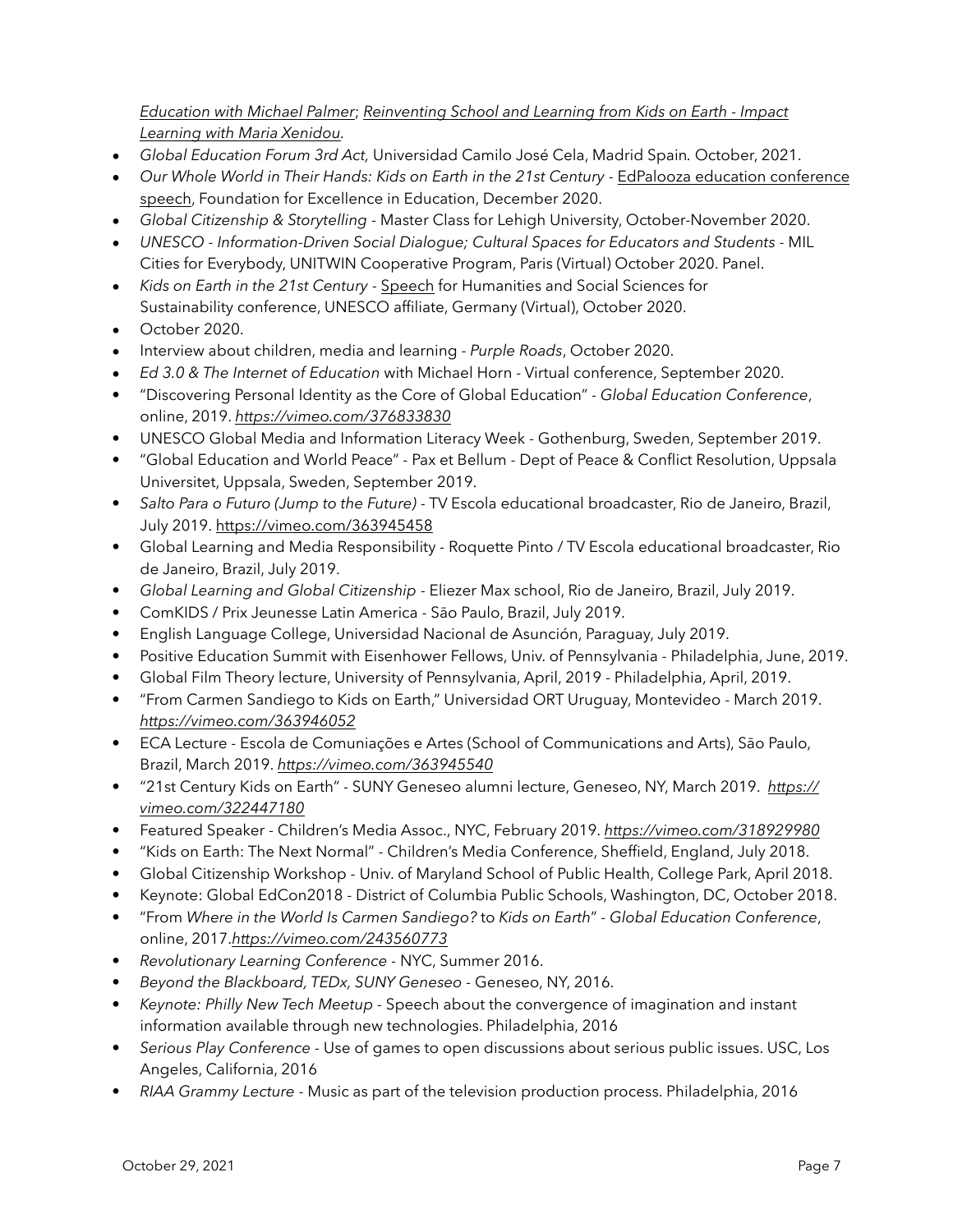*Education with Michael Palmer*; *Reinventing School and Learning from Kids on Earth - Impact Learning with Maria Xenidou*.

- *Global Education Forum 3rd Act,* Universidad Camilo José Cela, Madrid Spain. October, 2021.
- *Our Whole World in Their Hands: Kids on Earth in the 21st Century* - EdPalooza education conference speech, Foundation for Excellence in Education, December 2020.
- *Global Citizenship & Storytelling* - Master Class for Lehigh University, October-November 2020.
- *UNESCO - Information-Driven Social Dialogue; Cultural Spaces for Educators and Students* - MIL Cities for Everybody, UNITWIN Cooperative Program, Paris (Virtual) October 2020. Panel.
- *Kids on Earth in the 21st Century* - Speech for Humanities and Social Sciences for Sustainability conference, UNESCO affiliate, Germany (Virtual), October 2020.
- October 2020.
- Interview about children, media and learning - *Purple Roads*, October 2020.
- *Ed 3.0 & The Internet of Education* with Michael Horn - Virtual conference, September 2020.
- "Discovering Personal Identity as the Core of Global Education" - *Global Education Conference*, online, 2019. *https://vimeo.com/376833830*
- UNESCO Global Media and Information Literacy Week - Gothenburg, Sweden, September 2019.
- "Global Education and World Peace" - Pax et Bellum - Dept of Peace & Conflict Resolution, Uppsala Universitet, Uppsala, Sweden, September 2019.
- *Salto Para o Futuro (Jump to the Future)* - TV Escola educational broadcaster, Rio de Janeiro, Brazil, July 2019. https://vimeo.com/363945458
- Global Learning and Media Responsibility - Roquette Pinto / TV Escola educational broadcaster, Rio de Janeiro, Brazil, July 2019.
- *Global Learning and Global Citizenship* - Eliezer Max school, Rio de Janeiro, Brazil, July 2019.
- ComKIDS / Prix Jeunesse Latin America - São Paulo, Brazil, July 2019.
- English Language College, Universidad Nacional de Asunción, Paraguay, July 2019.
- Positive Education Summit with Eisenhower Fellows, Univ. of Pennsylvania - Philadelphia, June, 2019.
- Global Film Theory lecture, University of Pennsylvania, April, 2019 - Philadelphia, April, 2019.
- "From Carmen Sandiego to Kids on Earth," Universidad ORT Uruguay, Montevideo - March 2019. *https://vimeo.com/363946052*
- ECA Lecture - Escola de Comuniações e Artes (School of Communications and Arts), São Paulo, Brazil, March 2019. *https://vimeo.com/363945540*
- "21st Century Kids on Earth" - SUNY Geneseo alumni lecture, Geneseo, NY, March 2019. *https://vimeo.com/322447180*
- Featured Speaker - Children's Media Assoc., NYC, February 2019. *https://vimeo.com/318929980*
- "Kids on Earth: The Next Normal" - Children's Media Conference, Sheffield, England, July 2018.
- Global Citizenship Workshop - Univ. of Maryland School of Public Health, College Park, April 2018.
- Keynote: Global EdCon2018 - District of Columbia Public Schools, Washington, DC, October 2018.
- "From *Where in the World Is Carmen Sandiego?* to *Kids on Earth*" - *Global Education Conference*, online, 2017.*https://vimeo.com/243560773*
- *Revolutionary Learning Conference* - NYC, Summer 2016.
- *Beyond the Blackboard, TEDx, SUNY Geneseo* - Geneseo, NY, 2016.
- *Keynote: Philly New Tech Meetup* - Speech about the convergence of imagination and instant information available through new technologies. Philadelphia, 2016
- *Serious Play Conference* - Use of games to open discussions about serious public issues. USC, Los Angeles, California, 2016
- *RIAA Grammy Lecture* - Music as part of the television production process. Philadelphia, 2016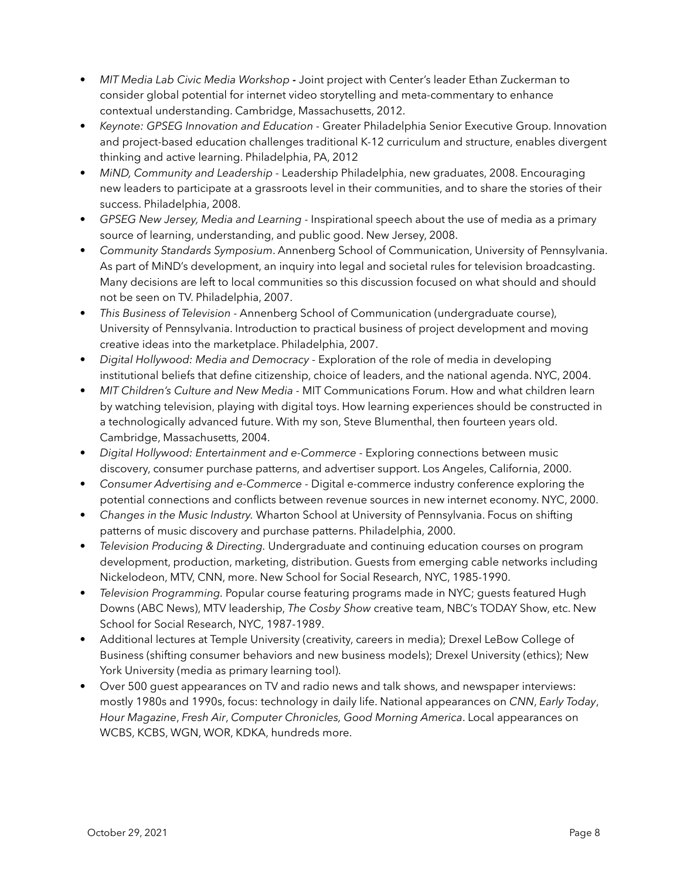- *MIT Media Lab Civic Media Workshop* **-** Joint project with Center's leader Ethan Zuckerman to consider global potential for internet video storytelling and meta-commentary to enhance contextual understanding. Cambridge, Massachusetts, 2012.
- *Keynote: GPSEG Innovation and Education* - Greater Philadelphia Senior Executive Group. Innovation and project-based education challenges traditional K-12 curriculum and structure, enables divergent thinking and active learning. Philadelphia, PA, 2012
- *MiND, Community and Leadership* - Leadership Philadelphia, new graduates, 2008. Encouraging new leaders to participate at a grassroots level in their communities, and to share the stories of their success. Philadelphia, 2008.
- *GPSEG New Jersey, Media and Learning* - Inspirational speech about the use of media as a primary source of learning, understanding, and public good. New Jersey, 2008.
- *Community Standards Symposium*. Annenberg School of Communication, University of Pennsylvania. As part of MiND's development, an inquiry into legal and societal rules for television broadcasting. Many decisions are left to local communities so this discussion focused on what should and should not be seen on TV. Philadelphia, 2007.
- *This Business of Television* - Annenberg School of Communication (undergraduate course), University of Pennsylvania. Introduction to practical business of project development and moving creative ideas into the marketplace. Philadelphia, 2007.
- *Digital Hollywood: Media and Democracy* - Exploration of the role of media in developing institutional beliefs that define citizenship, choice of leaders, and the national agenda. NYC, 2004.
- *MIT Children's Culture and New Media* - MIT Communications Forum. How and what children learn by watching television, playing with digital toys. How learning experiences should be constructed in a technologically advanced future. With my son, Steve Blumenthal, then fourteen years old. Cambridge, Massachusetts, 2004.
- *Digital Hollywood: Entertainment and e-Commerce* - Exploring connections between music discovery, consumer purchase patterns, and advertiser support. Los Angeles, California, 2000.
- *Consumer Advertising and e-Commerce* - Digital e-commerce industry conference exploring the potential connections and conflicts between revenue sources in new internet economy. NYC, 2000.
- *Changes in the Music Industry.* Wharton School at University of Pennsylvania. Focus on shifting patterns of music discovery and purchase patterns. Philadelphia, 2000.
- *Television Producing & Directing.* Undergraduate and continuing education courses on program development, production, marketing, distribution. Guests from emerging cable networks including Nickelodeon, MTV, CNN, more. New School for Social Research, NYC, 1985-1990.
- *Television Programming.* Popular course featuring programs made in NYC; guests featured Hugh Downs (ABC News), MTV leadership, *The Cosby Show* creative team, NBC's TODAY Show, etc. New School for Social Research, NYC, 1987-1989.
- Additional lectures at Temple University (creativity, careers in media); Drexel LeBow College of Business (shifting consumer behaviors and new business models); Drexel University (ethics); New York University (media as primary learning tool).
- Over 500 guest appearances on TV and radio news and talk shows, and newspaper interviews: mostly 1980s and 1990s, focus: technology in daily life. National appearances on *CNN*, *Early Today*, *Hour Magazine*, *Fresh Air*, *Computer Chronicles, Good Morning America*. Local appearances on WCBS, KCBS, WGN, WOR, KDKA, hundreds more.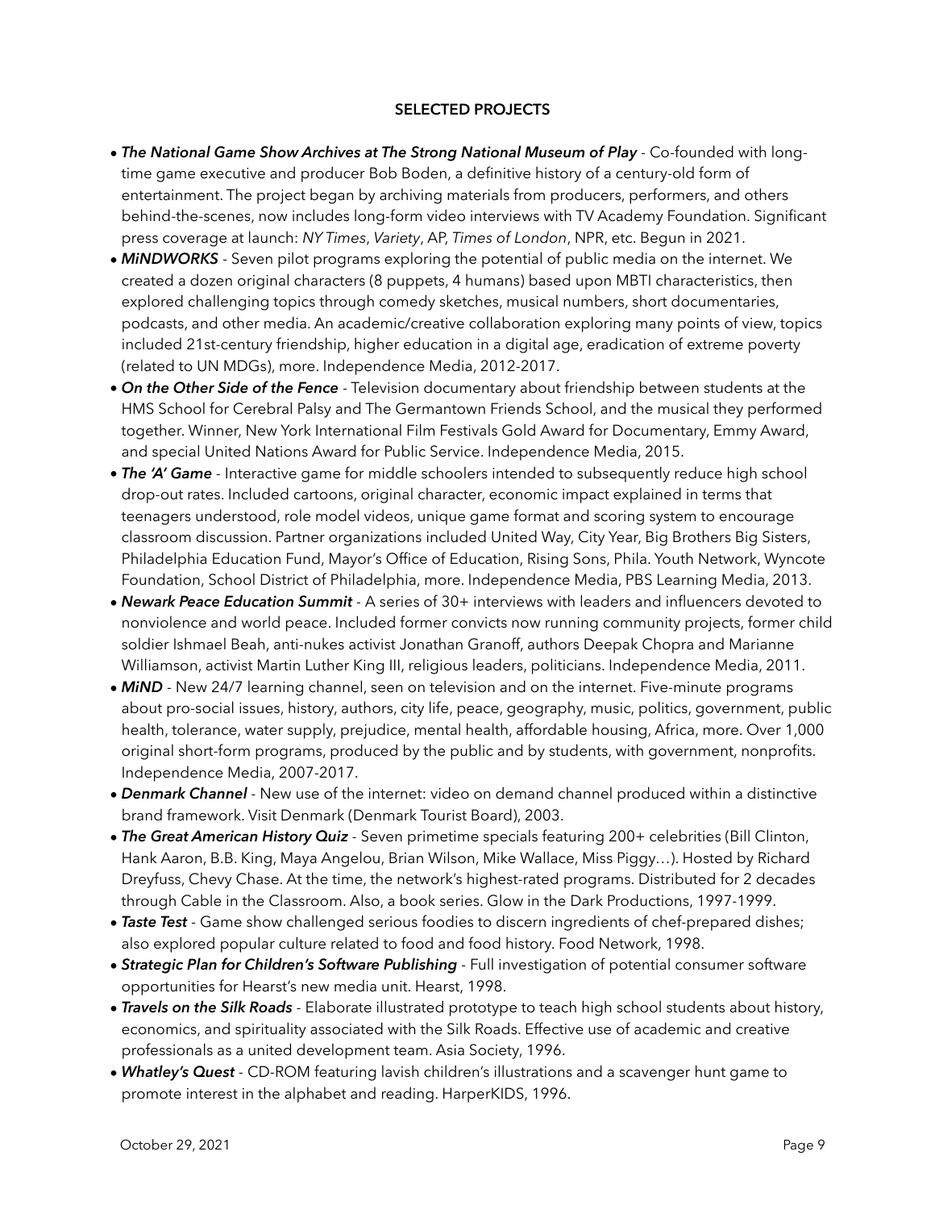## SELECTED PROJECTS

- ***The National Game Show Archives at The Strong National Museum of Play*** - Co-founded with long-time game executive and producer Bob Boden, a definitive history of a century-old form of entertainment. The project began by archiving materials from producers, performers, and others behind-the-scenes, now includes long-form video interviews with TV Academy Foundation. Significant press coverage at launch: *NY Times*, *Variety*, AP, *Times of London*, NPR, etc. Begun in 2021.
- ***MiNDWORKS*** - Seven pilot programs exploring the potential of public media on the internet. We created a dozen original characters (8 puppets, 4 humans) based upon MBTI characteristics, then explored challenging topics through comedy sketches, musical numbers, short documentaries, podcasts, and other media. An academic/creative collaboration exploring many points of view, topics included 21st-century friendship, higher education in a digital age, eradication of extreme poverty (related to UN MDGs), more. Independence Media, 2012-2017.
- ***On the Other Side of the Fence*** - Television documentary about friendship between students at the HMS School for Cerebral Palsy and The Germantown Friends School, and the musical they performed together. Winner, New York International Film Festivals Gold Award for Documentary, Emmy Award, and special United Nations Award for Public Service. Independence Media, 2015.
- ***The 'A' Game*** - Interactive game for middle schoolers intended to subsequently reduce high school drop-out rates. Included cartoons, original character, economic impact explained in terms that teenagers understood, role model videos, unique game format and scoring system to encourage classroom discussion. Partner organizations included United Way, City Year, Big Brothers Big Sisters, Philadelphia Education Fund, Mayor's Office of Education, Rising Sons, Phila. Youth Network, Wyncote Foundation, School District of Philadelphia, more. Independence Media, PBS Learning Media, 2013.
- ***Newark Peace Education Summit*** - A series of 30+ interviews with leaders and influencers devoted to nonviolence and world peace. Included former convicts now running community projects, former child soldier Ishmael Beah, anti-nukes activist Jonathan Granoff, authors Deepak Chopra and Marianne Williamson, activist Martin Luther King III, religious leaders, politicians. Independence Media, 2011.
- ***MiND*** - New 24/7 learning channel, seen on television and on the internet. Five-minute programs about pro-social issues, history, authors, city life, peace, geography, music, politics, government, public health, tolerance, water supply, prejudice, mental health, affordable housing, Africa, more. Over 1,000 original short-form programs, produced by the public and by students, with government, nonprofits. Independence Media, 2007-2017.
- ***Denmark Channel*** - New use of the internet: video on demand channel produced within a distinctive brand framework. Visit Denmark (Denmark Tourist Board), 2003.
- ***The Great American History Quiz*** - Seven primetime specials featuring 200+ celebrities (Bill Clinton, Hank Aaron, B.B. King, Maya Angelou, Brian Wilson, Mike Wallace, Miss Piggy…). Hosted by Richard Dreyfuss, Chevy Chase. At the time, the network's highest-rated programs. Distributed for 2 decades through Cable in the Classroom. Also, a book series. Glow in the Dark Productions, 1997-1999.
- ***Taste Test*** - Game show challenged serious foodies to discern ingredients of chef-prepared dishes; also explored popular culture related to food and food history. Food Network, 1998.
- ***Strategic Plan for Children's Software Publishing*** - Full investigation of potential consumer software opportunities for Hearst's new media unit. Hearst, 1998.
- ***Travels on the Silk Roads*** - Elaborate illustrated prototype to teach high school students about history, economics, and spirituality associated with the Silk Roads. Effective use of academic and creative professionals as a united development team. Asia Society, 1996.
- ***Whatley's Quest*** - CD-ROM featuring lavish children's illustrations and a scavenger hunt game to promote interest in the alphabet and reading. HarperKIDS, 1996.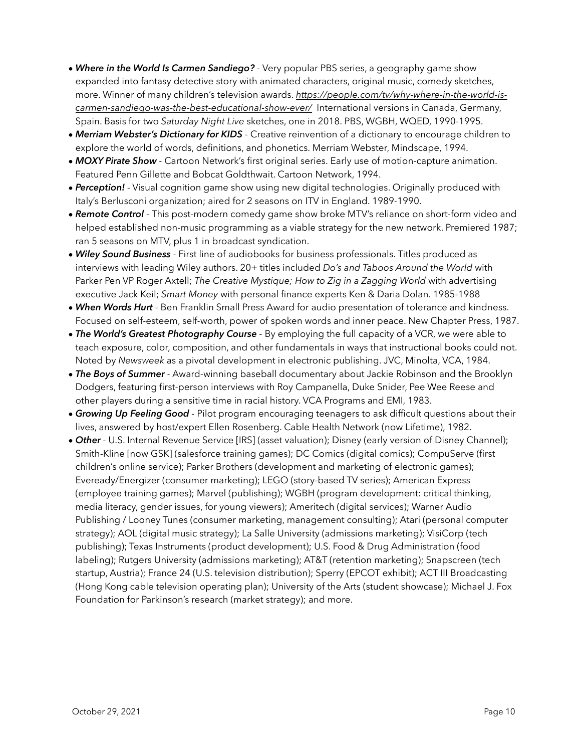- ***Where in the World Is Carmen Sandiego?*** - Very popular PBS series, a geography game show expanded into fantasy detective story with animated characters, original music, comedy sketches, more. Winner of many children's television awards. *https://people.com/tv/why-where-in-the-world-is-carmen-sandiego-was-the-best-educational-show-ever/* International versions in Canada, Germany, Spain. Basis for two *Saturday Night Live* sketches, one in 2018. PBS, WGBH, WQED, 1990-1995.
- ***Merriam Webster's Dictionary for KIDS*** - Creative reinvention of a dictionary to encourage children to explore the world of words, definitions, and phonetics. Merriam Webster, Mindscape, 1994.
- ***MOXY Pirate Show*** - Cartoon Network's first original series. Early use of motion-capture animation. Featured Penn Gillette and Bobcat Goldthwait. Cartoon Network, 1994.
- ***Perception!*** - Visual cognition game show using new digital technologies. Originally produced with Italy's Berlusconi organization; aired for 2 seasons on ITV in England. 1989-1990.
- ***Remote Control*** - This post-modern comedy game show broke MTV's reliance on short-form video and helped established non-music programming as a viable strategy for the new network. Premiered 1987; ran 5 seasons on MTV, plus 1 in broadcast syndication.
- ***Wiley Sound Business*** - First line of audiobooks for business professionals. Titles produced as interviews with leading Wiley authors. 20+ titles included *Do's and Taboos Around the World* with Parker Pen VP Roger Axtell; *The Creative Mystique; How to Zig in a Zagging World* with advertising executive Jack Keil; *Smart Money* with personal finance experts Ken & Daria Dolan. 1985-1988
- ***When Words Hurt*** - Ben Franklin Small Press Award for audio presentation of tolerance and kindness. Focused on self-esteem, self-worth, power of spoken words and inner peace. New Chapter Press, 1987.
- ***The World's Greatest Photography Course*** - By employing the full capacity of a VCR, we were able to teach exposure, color, composition, and other fundamentals in ways that instructional books could not. Noted by *Newsweek* as a pivotal development in electronic publishing. JVC, Minolta, VCA, 1984.
- ***The Boys of Summer*** - Award-winning baseball documentary about Jackie Robinson and the Brooklyn Dodgers, featuring first-person interviews with Roy Campanella, Duke Snider, Pee Wee Reese and other players during a sensitive time in racial history. VCA Programs and EMI, 1983.
- ***Growing Up Feeling Good*** - Pilot program encouraging teenagers to ask difficult questions about their lives, answered by host/expert Ellen Rosenberg. Cable Health Network (now Lifetime), 1982.
- ***Other*** - U.S. Internal Revenue Service [IRS] (asset valuation); Disney (early version of Disney Channel); Smith-Kline [now GSK] (salesforce training games); DC Comics (digital comics); CompuServe (first children's online service); Parker Brothers (development and marketing of electronic games); Eveready/Energizer (consumer marketing); LEGO (story-based TV series); American Express (employee training games); Marvel (publishing); WGBH (program development: critical thinking, media literacy, gender issues, for young viewers); Ameritech (digital services); Warner Audio Publishing / Looney Tunes (consumer marketing, management consulting); Atari (personal computer strategy); AOL (digital music strategy); La Salle University (admissions marketing); VisiCorp (tech publishing); Texas Instruments (product development); U.S. Food & Drug Administration (food labeling); Rutgers University (admissions marketing); AT&T (retention marketing); Snapscreen (tech startup, Austria); France 24 (U.S. television distribution); Sperry (EPCOT exhibit); ACT III Broadcasting (Hong Kong cable television operating plan); University of the Arts (student showcase); Michael J. Fox Foundation for Parkinson's research (market strategy); and more.